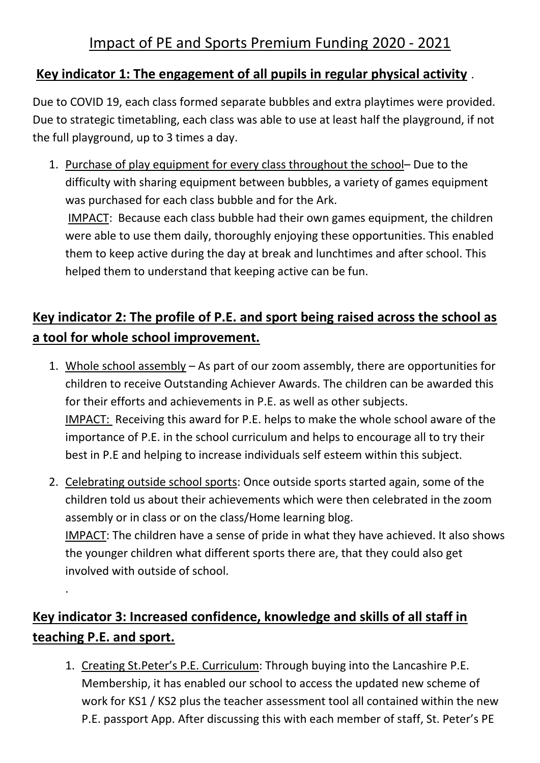# Impact of PE and Sports Premium Funding 2020 - 2021

## Key indicator 1: The engagement of all pupils in regular physical activity .

Due to COVID 19, each class formed separate bubbles and extra playtimes were provided. Due to strategic timetabling, each class was able to use at least half the playground, if not the full playground, up to 3 times a day.

1. Purchase of play equipment for every class throughout the school– Due to the difficulty with sharing equipment between bubbles, a variety of games equipment was purchased for each class bubble and for the Ark.
   IMPACT: Because each class bubble had their own games equipment, the children were able to use them daily, thoroughly enjoying these opportunities. This enabled them to keep active during the day at break and lunchtimes and after school. This helped them to understand that keeping active can be fun.

## Key indicator 2: The profile of P.E. and sport being raised across the school as a tool for whole school improvement.

1. Whole school assembly – As part of our zoom assembly, there are opportunities for children to receive Outstanding Achiever Awards. The children can be awarded this for their efforts and achievements in P.E. as well as other subjects.
   IMPACT: Receiving this award for P.E. helps to make the whole school aware of the importance of P.E. in the school curriculum and helps to encourage all to try their best in P.E and helping to increase individuals self esteem within this subject.

2. Celebrating outside school sports: Once outside sports started again, some of the children told us about their achievements which were then celebrated in the zoom assembly or in class or on the class/Home learning blog.
   IMPACT: The children have a sense of pride in what they have achieved. It also shows the younger children what different sports there are, that they could also get involved with outside of school.

.

## Key indicator 3: Increased confidence, knowledge and skills of all staff in teaching P.E. and sport.

1. Creating St.Peter's P.E. Curriculum: Through buying into the Lancashire P.E. Membership, it has enabled our school to access the updated new scheme of work for KS1 / KS2 plus the teacher assessment tool all contained within the new P.E. passport App. After discussing this with each member of staff, St. Peter's PE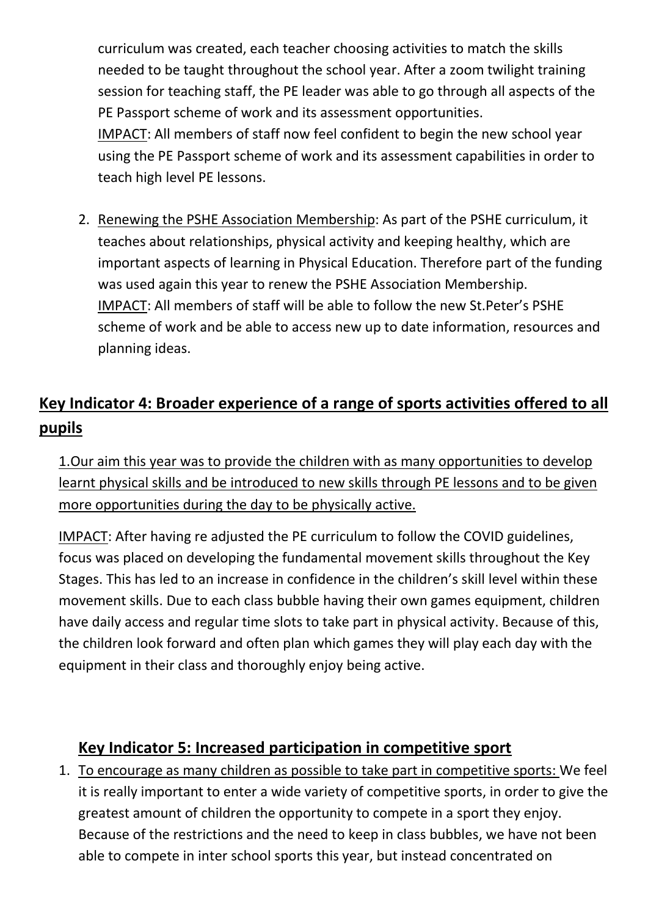curriculum was created, each teacher choosing activities to match the skills needed to be taught throughout the school year. After a zoom twilight training session for teaching staff, the PE leader was able to go through all aspects of the PE Passport scheme of work and its assessment opportunities.
IMPACT: All members of staff now feel confident to begin the new school year using the PE Passport scheme of work and its assessment capabilities in order to teach high level PE lessons.

2. Renewing the PSHE Association Membership: As part of the PSHE curriculum, it teaches about relationships, physical activity and keeping healthy, which are important aspects of learning in Physical Education. Therefore part of the funding was used again this year to renew the PSHE Association Membership.
IMPACT: All members of staff will be able to follow the new St.Peter's PSHE scheme of work and be able to access new up to date information, resources and planning ideas.

## Key Indicator 4: Broader experience of a range of sports activities offered to all pupils

1.Our aim this year was to provide the children with as many opportunities to develop learnt physical skills and be introduced to new skills through PE lessons and to be given more opportunities during the day to be physically active.

IMPACT: After having re adjusted the PE curriculum to follow the COVID guidelines, focus was placed on developing the fundamental movement skills throughout the Key Stages. This has led to an increase in confidence in the children's skill level within these movement skills. Due to each class bubble having their own games equipment, children have daily access and regular time slots to take part in physical activity. Because of this, the children look forward and often plan which games they will play each day with the equipment in their class and thoroughly enjoy being active.

## Key Indicator 5: Increased participation in competitive sport

1. To encourage as many children as possible to take part in competitive sports: We feel it is really important to enter a wide variety of competitive sports, in order to give the greatest amount of children the opportunity to compete in a sport they enjoy. Because of the restrictions and the need to keep in class bubbles, we have not been able to compete in inter school sports this year, but instead concentrated on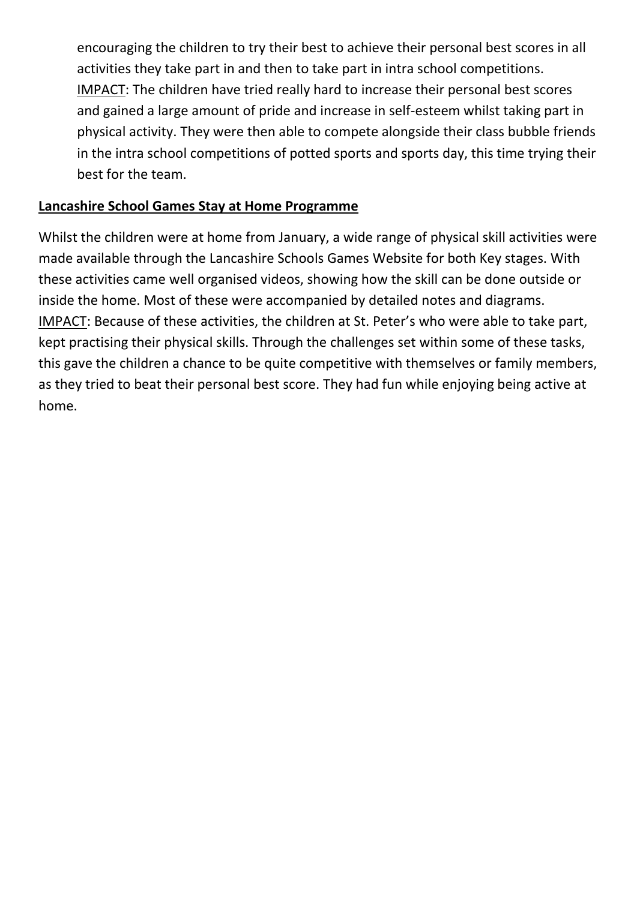encouraging the children to try their best to achieve their personal best scores in all activities they take part in and then to take part in intra school competitions.
IMPACT: The children have tried really hard to increase their personal best scores and gained a large amount of pride and increase in self-esteem whilst taking part in physical activity. They were then able to compete alongside their class bubble friends in the intra school competitions of potted sports and sports day, this time trying their best for the team.

**Lancashire School Games Stay at Home Programme**

Whilst the children were at home from January, a wide range of physical skill activities were made available through the Lancashire Schools Games Website for both Key stages. With these activities came well organised videos, showing how the skill can be done outside or inside the home. Most of these were accompanied by detailed notes and diagrams.
IMPACT: Because of these activities, the children at St. Peter's who were able to take part, kept practising their physical skills. Through the challenges set within some of these tasks, this gave the children a chance to be quite competitive with themselves or family members, as they tried to beat their personal best score. They had fun while enjoying being active at home.